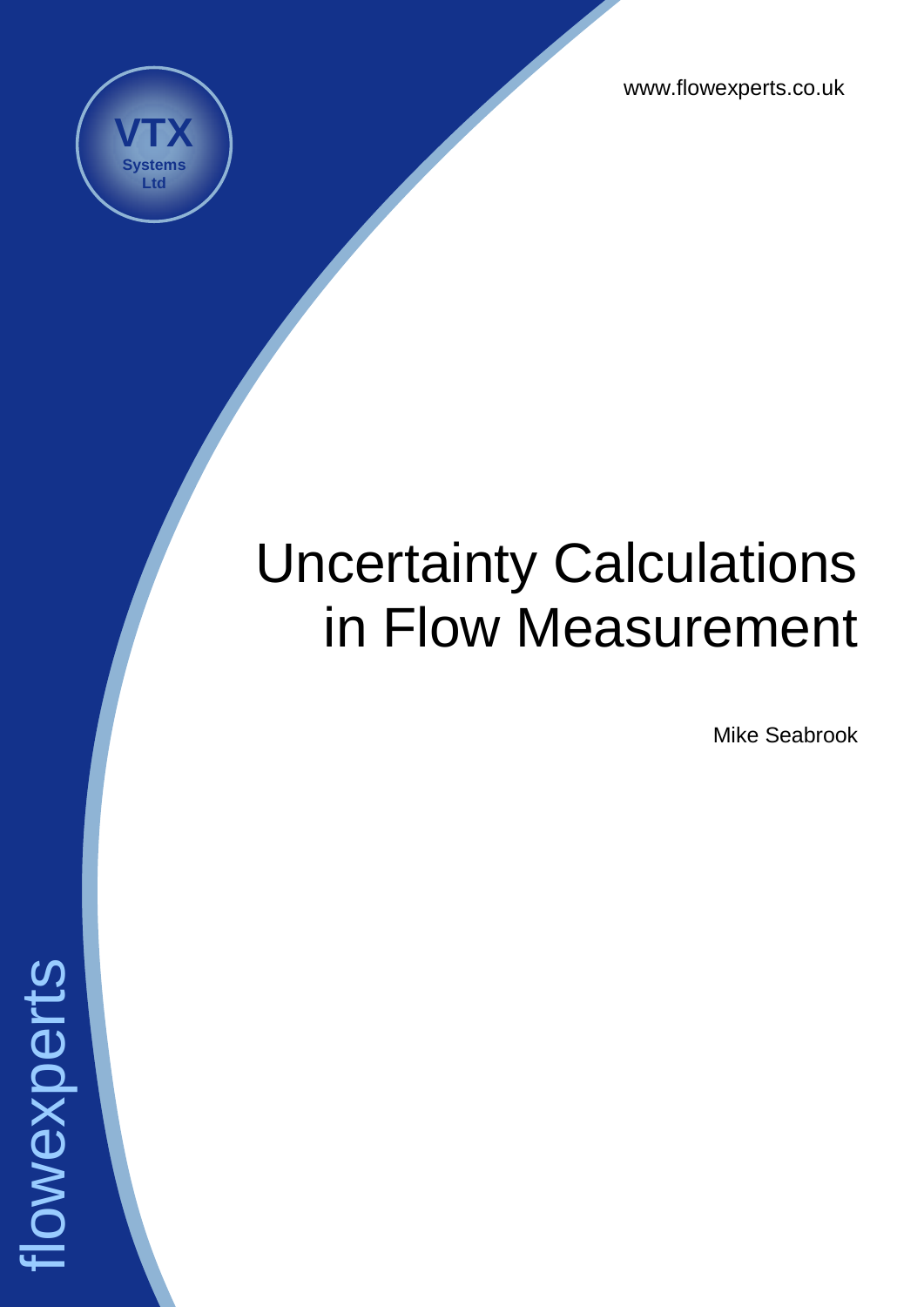www.flowexperts.co.uk

VTX
Systems
Ltd

# Uncertainty Calculations in Flow Measurement

Mike Seabrook

flowexperts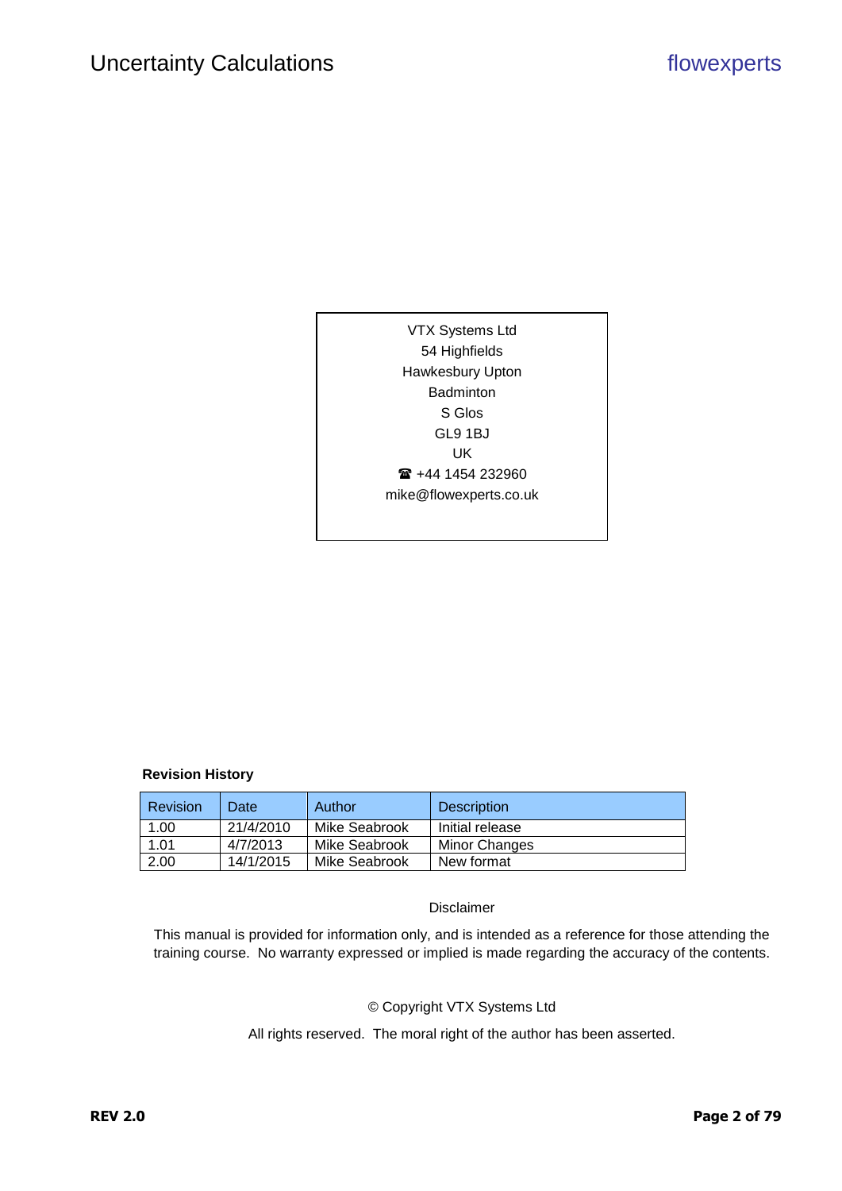VTX Systems Ltd
54 Highfields
Hawkesbury Upton
Badminton
S Glos
GL9 1BJ
UK
☎ +44 1454 232960
mike@flowexperts.co.uk

**Revision History**

| Revision | Date | Author | Description |
|---|---|---|---|
| 1.00 | 21/4/2010 | Mike Seabrook | Initial release |
| 1.01 | 4/7/2013 | Mike Seabrook | Minor Changes |
| 2.00 | 14/1/2015 | Mike Seabrook | New format |

Disclaimer

This manual is provided for information only, and is intended as a reference for those attending the training course. No warranty expressed or implied is made regarding the accuracy of the contents.

© Copyright VTX Systems Ltd

All rights reserved. The moral right of the author has been asserted.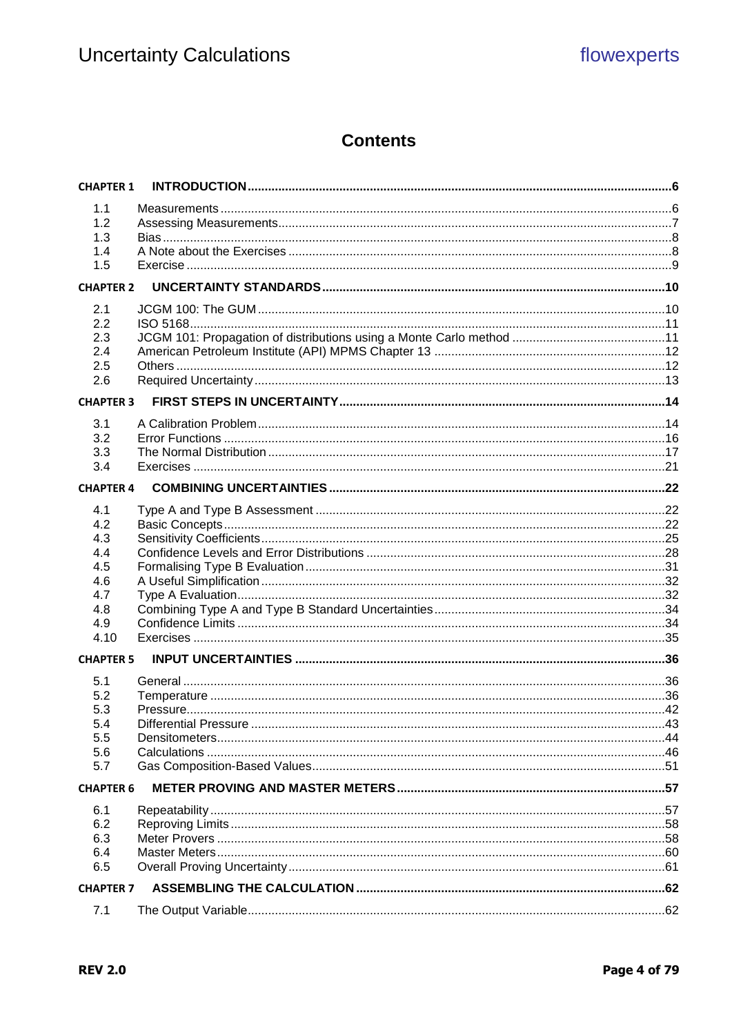# Contents

| | | |
|---|---|---|
| **CHAPTER 1** | **INTRODUCTION** | **6** |
| 1.1 | Measurements | 6 |
| 1.2 | Assessing Measurements | 7 |
| 1.3 | Bias | 8 |
| 1.4 | A Note about the Exercises | 8 |
| 1.5 | Exercise | 9 |
| **CHAPTER 2** | **UNCERTAINTY STANDARDS** | **10** |
| 2.1 | JCGM 100: The GUM | 10 |
| 2.2 | ISO 5168 | 11 |
| 2.3 | JCGM 101: Propagation of distributions using a Monte Carlo method | 11 |
| 2.4 | American Petroleum Institute (API) MPMS Chapter 13 | 12 |
| 2.5 | Others | 12 |
| 2.6 | Required Uncertainty | 13 |
| **CHAPTER 3** | **FIRST STEPS IN UNCERTAINTY** | **14** |
| 3.1 | A Calibration Problem | 14 |
| 3.2 | Error Functions | 16 |
| 3.3 | The Normal Distribution | 17 |
| 3.4 | Exercises | 21 |
| **CHAPTER 4** | **COMBINING UNCERTAINTIES** | **22** |
| 4.1 | Type A and Type B Assessment | 22 |
| 4.2 | Basic Concepts | 22 |
| 4.3 | Sensitivity Coefficients | 25 |
| 4.4 | Confidence Levels and Error Distributions | 28 |
| 4.5 | Formalising Type B Evaluation | 31 |
| 4.6 | A Useful Simplification | 32 |
| 4.7 | Type A Evaluation | 32 |
| 4.8 | Combining Type A and Type B Standard Uncertainties | 34 |
| 4.9 | Confidence Limits | 34 |
| 4.10 | Exercises | 35 |
| **CHAPTER 5** | **INPUT UNCERTAINTIES** | **36** |
| 5.1 | General | 36 |
| 5.2 | Temperature | 36 |
| 5.3 | Pressure | 42 |
| 5.4 | Differential Pressure | 43 |
| 5.5 | Densitometers | 44 |
| 5.6 | Calculations | 46 |
| 5.7 | Gas Composition-Based Values | 51 |
| **CHAPTER 6** | **METER PROVING AND MASTER METERS** | **57** |
| 6.1 | Repeatability | 57 |
| 6.2 | Reproving Limits | 58 |
| 6.3 | Meter Provers | 58 |
| 6.4 | Master Meters | 60 |
| 6.5 | Overall Proving Uncertainty | 61 |
| **CHAPTER 7** | **ASSEMBLING THE CALCULATION** | **62** |
| 7.1 | The Output Variable | 62 |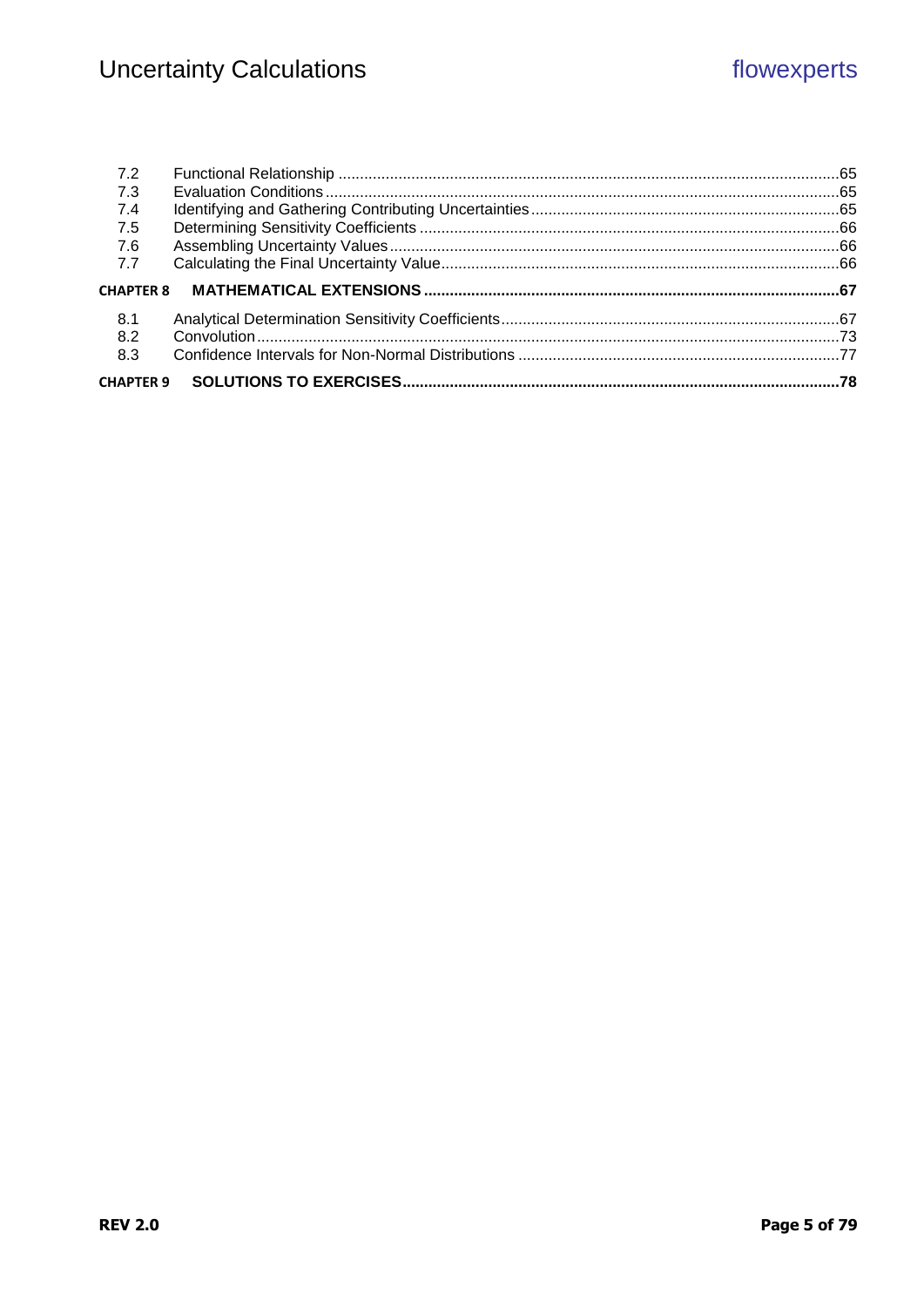| | | |
|---|---|---|
| 7.2 | Functional Relationship | 65 |
| 7.3 | Evaluation Conditions | 65 |
| 7.4 | Identifying and Gathering Contributing Uncertainties | 65 |
| 7.5 | Determining Sensitivity Coefficients | 66 |
| 7.6 | Assembling Uncertainty Values | 66 |
| 7.7 | Calculating the Final Uncertainty Value | 66 |
| **CHAPTER 8** | **MATHEMATICAL EXTENSIONS** | **67** |
| 8.1 | Analytical Determination Sensitivity Coefficients | 67 |
| 8.2 | Convolution | 73 |
| 8.3 | Confidence Intervals for Non-Normal Distributions | 77 |
| **CHAPTER 9** | **SOLUTIONS TO EXERCISES** | **78** |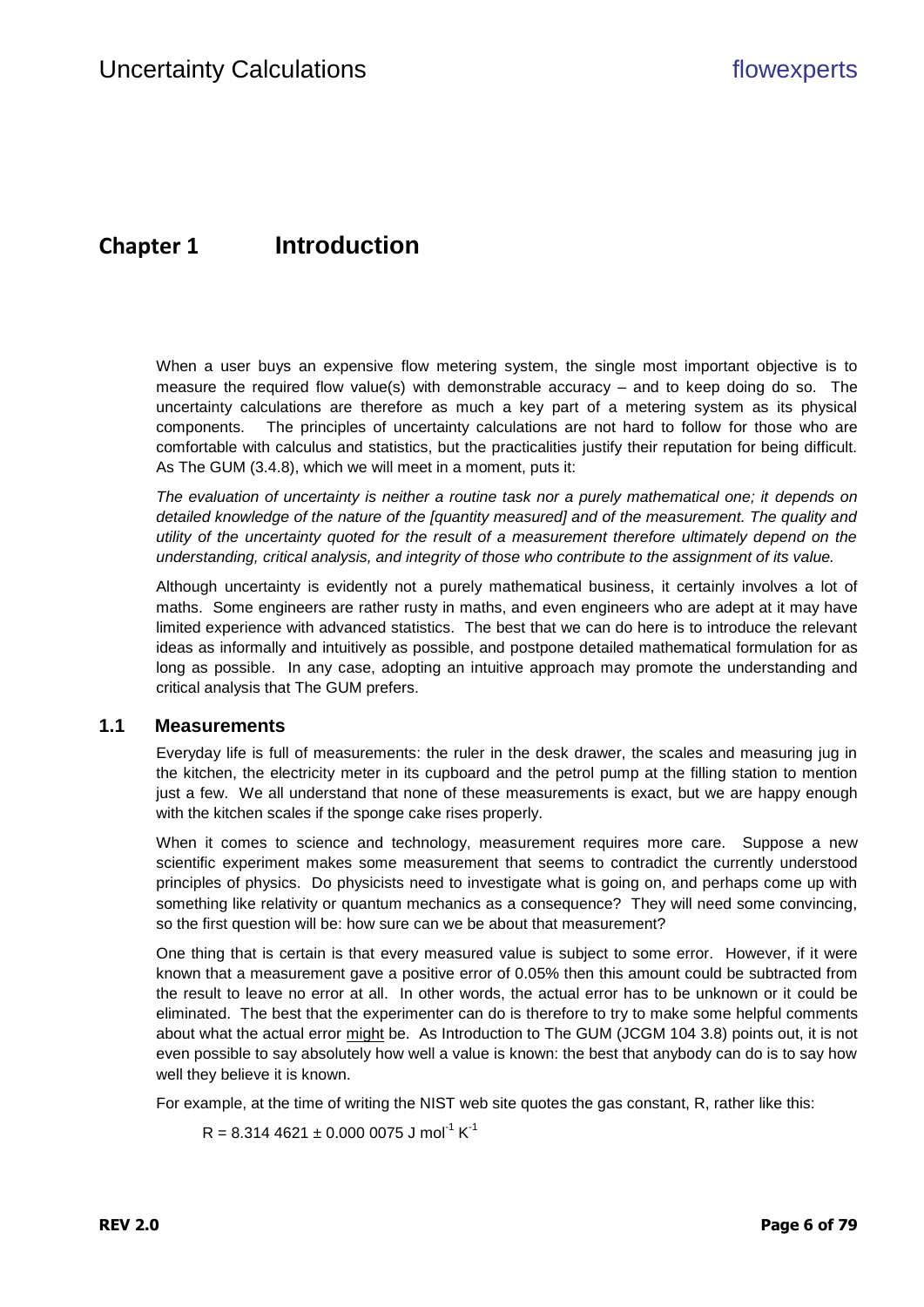# Chapter 1 Introduction

When a user buys an expensive flow metering system, the single most important objective is to measure the required flow value(s) with demonstrable accuracy – and to keep doing do so. The uncertainty calculations are therefore as much a key part of a metering system as its physical components. The principles of uncertainty calculations are not hard to follow for those who are comfortable with calculus and statistics, but the practicalities justify their reputation for being difficult. As The GUM (3.4.8), which we will meet in a moment, puts it:

*The evaluation of uncertainty is neither a routine task nor a purely mathematical one; it depends on detailed knowledge of the nature of the [quantity measured] and of the measurement. The quality and utility of the uncertainty quoted for the result of a measurement therefore ultimately depend on the understanding, critical analysis, and integrity of those who contribute to the assignment of its value.*

Although uncertainty is evidently not a purely mathematical business, it certainly involves a lot of maths. Some engineers are rather rusty in maths, and even engineers who are adept at it may have limited experience with advanced statistics. The best that we can do here is to introduce the relevant ideas as informally and intuitively as possible, and postpone detailed mathematical formulation for as long as possible. In any case, adopting an intuitive approach may promote the understanding and critical analysis that The GUM prefers.

## 1.1 Measurements

Everyday life is full of measurements: the ruler in the desk drawer, the scales and measuring jug in the kitchen, the electricity meter in its cupboard and the petrol pump at the filling station to mention just a few. We all understand that none of these measurements is exact, but we are happy enough with the kitchen scales if the sponge cake rises properly.

When it comes to science and technology, measurement requires more care. Suppose a new scientific experiment makes some measurement that seems to contradict the currently understood principles of physics. Do physicists need to investigate what is going on, and perhaps come up with something like relativity or quantum mechanics as a consequence? They will need some convincing, so the first question will be: how sure can we be about that measurement?

One thing that is certain is that every measured value is subject to some error. However, if it were known that a measurement gave a positive error of 0.05% then this amount could be subtracted from the result to leave no error at all. In other words, the actual error has to be unknown or it could be eliminated. The best that the experimenter can do is therefore to try to make some helpful comments about what the actual error might be. As Introduction to The GUM (JCGM 104 3.8) points out, it is not even possible to say absolutely how well a value is known: the best that anybody can do is to say how well they believe it is known.

For example, at the time of writing the NIST web site quotes the gas constant, R, rather like this:

$R = 8.314\,4621 \pm 0.000\,0075 \text{ J mol}^{-1}\text{ K}^{-1}$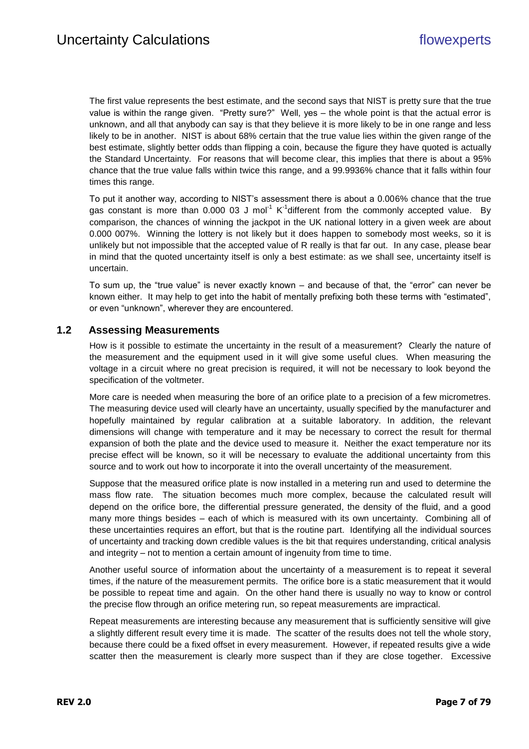The first value represents the best estimate, and the second says that NIST is pretty sure that the true value is within the range given. "Pretty sure?" Well, yes – the whole point is that the actual error is unknown, and all that anybody can say is that they believe it is more likely to be in one range and less likely to be in another. NIST is about 68% certain that the true value lies within the given range of the best estimate, slightly better odds than flipping a coin, because the figure they have quoted is actually the Standard Uncertainty. For reasons that will become clear, this implies that there is about a 95% chance that the true value falls within twice this range, and a 99.9936% chance that it falls within four times this range.

To put it another way, according to NIST's assessment there is about a 0.006% chance that the true gas constant is more than 0.000 03 J $mol^{-1}$ $K^{-1}$different from the commonly accepted value. By comparison, the chances of winning the jackpot in the UK national lottery in a given week are about 0.000 007%. Winning the lottery is not likely but it does happen to somebody most weeks, so it is unlikely but not impossible that the accepted value of R really is that far out. In any case, please bear in mind that the quoted uncertainty itself is only a best estimate: as we shall see, uncertainty itself is uncertain.

To sum up, the "true value" is never exactly known – and because of that, the "error" can never be known either. It may help to get into the habit of mentally prefixing both these terms with "estimated", or even "unknown", wherever they are encountered.

## 1.2 Assessing Measurements

How is it possible to estimate the uncertainty in the result of a measurement? Clearly the nature of the measurement and the equipment used in it will give some useful clues. When measuring the voltage in a circuit where no great precision is required, it will not be necessary to look beyond the specification of the voltmeter.

More care is needed when measuring the bore of an orifice plate to a precision of a few micrometres. The measuring device used will clearly have an uncertainty, usually specified by the manufacturer and hopefully maintained by regular calibration at a suitable laboratory. In addition, the relevant dimensions will change with temperature and it may be necessary to correct the result for thermal expansion of both the plate and the device used to measure it. Neither the exact temperature nor its precise effect will be known, so it will be necessary to evaluate the additional uncertainty from this source and to work out how to incorporate it into the overall uncertainty of the measurement.

Suppose that the measured orifice plate is now installed in a metering run and used to determine the mass flow rate. The situation becomes much more complex, because the calculated result will depend on the orifice bore, the differential pressure generated, the density of the fluid, and a good many more things besides – each of which is measured with its own uncertainty. Combining all of these uncertainties requires an effort, but that is the routine part. Identifying all the individual sources of uncertainty and tracking down credible values is the bit that requires understanding, critical analysis and integrity – not to mention a certain amount of ingenuity from time to time.

Another useful source of information about the uncertainty of a measurement is to repeat it several times, if the nature of the measurement permits. The orifice bore is a static measurement that it would be possible to repeat time and again. On the other hand there is usually no way to know or control the precise flow through an orifice metering run, so repeat measurements are impractical.

Repeat measurements are interesting because any measurement that is sufficiently sensitive will give a slightly different result every time it is made. The scatter of the results does not tell the whole story, because there could be a fixed offset in every measurement. However, if repeated results give a wide scatter then the measurement is clearly more suspect than if they are close together. Excessive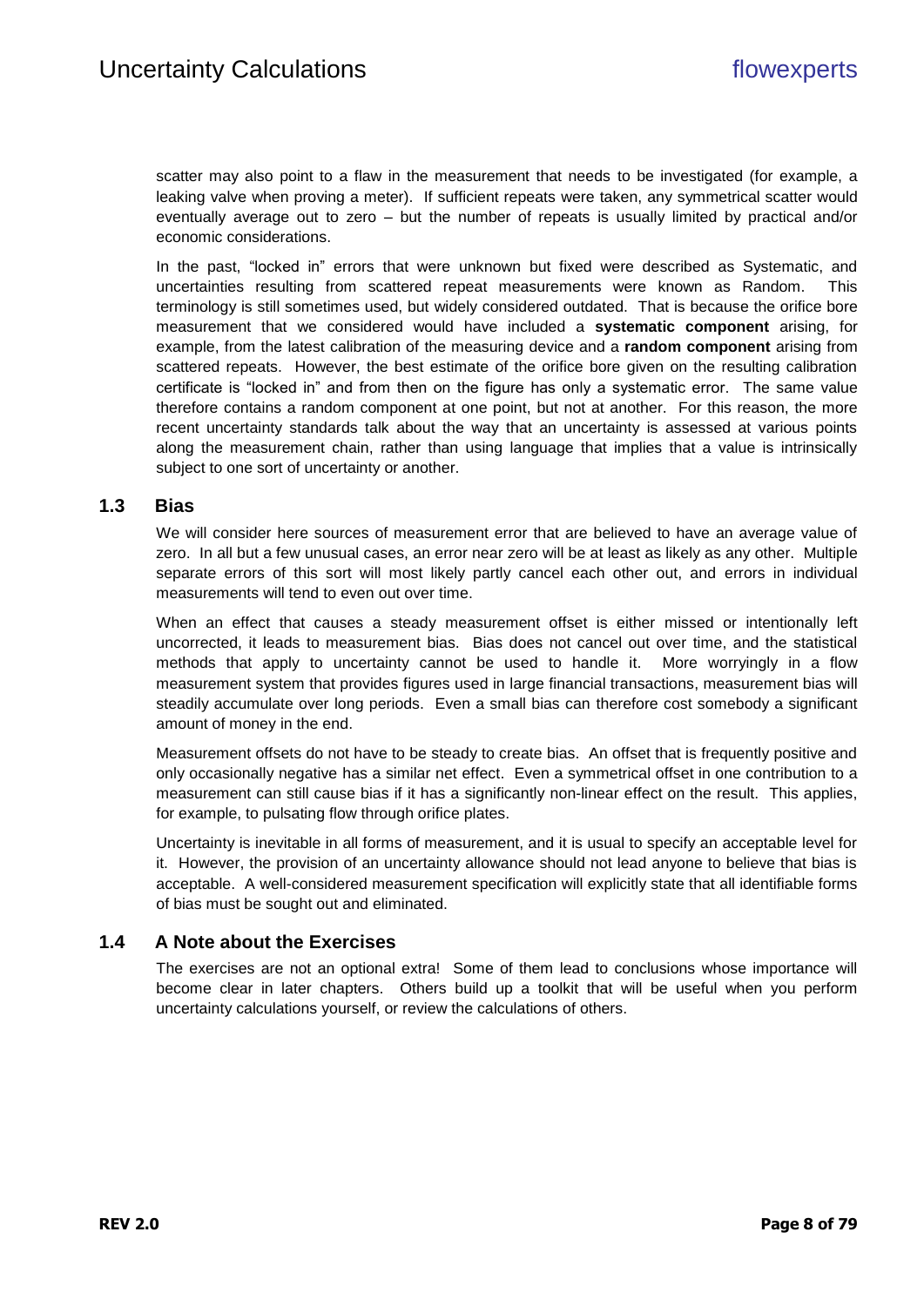scatter may also point to a flaw in the measurement that needs to be investigated (for example, a leaking valve when proving a meter). If sufficient repeats were taken, any symmetrical scatter would eventually average out to zero – but the number of repeats is usually limited by practical and/or economic considerations.

In the past, "locked in" errors that were unknown but fixed were described as Systematic, and uncertainties resulting from scattered repeat measurements were known as Random. This terminology is still sometimes used, but widely considered outdated. That is because the orifice bore measurement that we considered would have included a **systematic component** arising, for example, from the latest calibration of the measuring device and a **random component** arising from scattered repeats. However, the best estimate of the orifice bore given on the resulting calibration certificate is "locked in" and from then on the figure has only a systematic error. The same value therefore contains a random component at one point, but not at another. For this reason, the more recent uncertainty standards talk about the way that an uncertainty is assessed at various points along the measurement chain, rather than using language that implies that a value is intrinsically subject to one sort of uncertainty or another.

## 1.3 Bias

We will consider here sources of measurement error that are believed to have an average value of zero. In all but a few unusual cases, an error near zero will be at least as likely as any other. Multiple separate errors of this sort will most likely partly cancel each other out, and errors in individual measurements will tend to even out over time.

When an effect that causes a steady measurement offset is either missed or intentionally left uncorrected, it leads to measurement bias. Bias does not cancel out over time, and the statistical methods that apply to uncertainty cannot be used to handle it. More worryingly in a flow measurement system that provides figures used in large financial transactions, measurement bias will steadily accumulate over long periods. Even a small bias can therefore cost somebody a significant amount of money in the end.

Measurement offsets do not have to be steady to create bias. An offset that is frequently positive and only occasionally negative has a similar net effect. Even a symmetrical offset in one contribution to a measurement can still cause bias if it has a significantly non-linear effect on the result. This applies, for example, to pulsating flow through orifice plates.

Uncertainty is inevitable in all forms of measurement, and it is usual to specify an acceptable level for it. However, the provision of an uncertainty allowance should not lead anyone to believe that bias is acceptable. A well-considered measurement specification will explicitly state that all identifiable forms of bias must be sought out and eliminated.

## 1.4 A Note about the Exercises

The exercises are not an optional extra! Some of them lead to conclusions whose importance will become clear in later chapters. Others build up a toolkit that will be useful when you perform uncertainty calculations yourself, or review the calculations of others.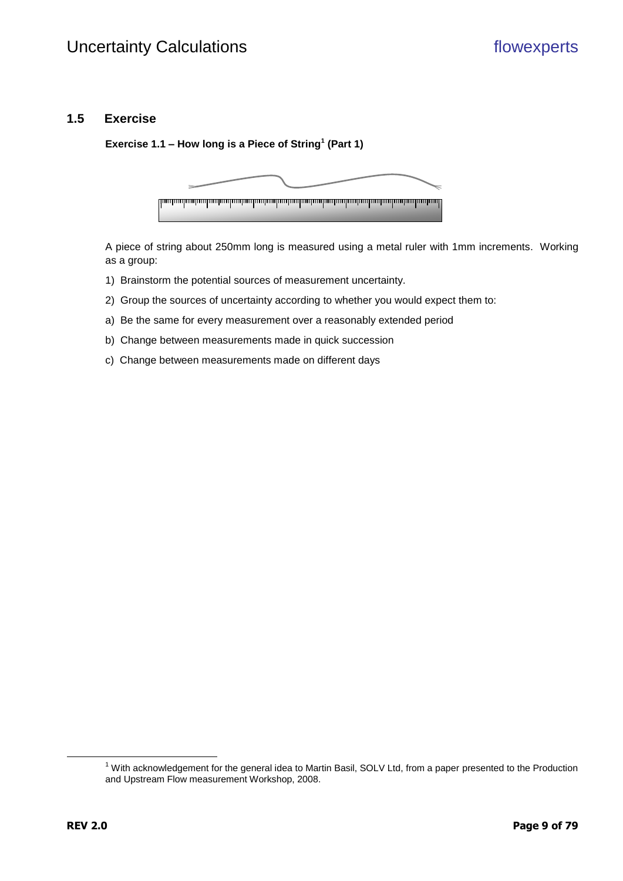## 1.5 Exercise

**Exercise 1.1 – How long is a Piece of String[1] (Part 1)**

A piece of string about 250mm long is measured using a metal ruler with 1mm increments. Working as a group:

1) Brainstorm the potential sources of measurement uncertainty.

2) Group the sources of uncertainty according to whether you would expect them to:

a) Be the same for every measurement over a reasonably extended period

b) Change between measurements made in quick succession

c) Change between measurements made on different days

---

[1] With acknowledgement for the general idea to Martin Basil, SOLV Ltd, from a paper presented to the Production and Upstream Flow measurement Workshop, 2008.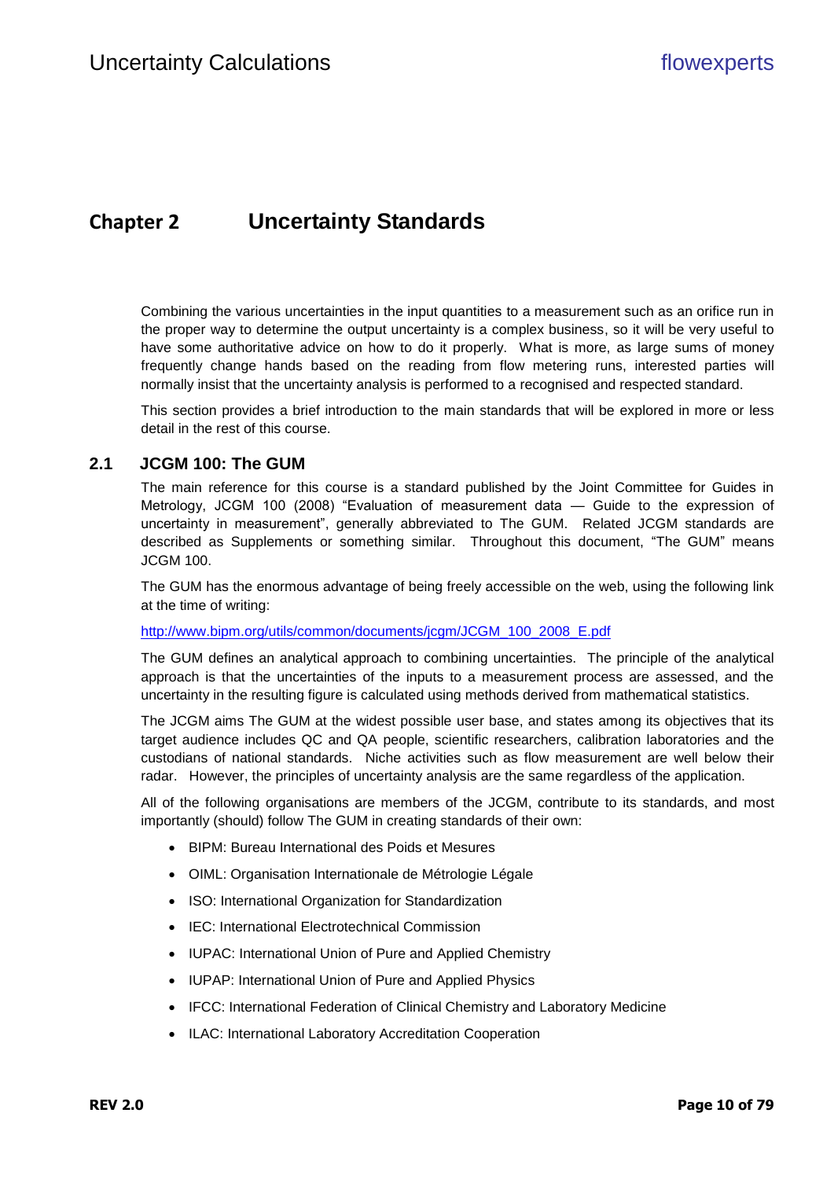# Chapter 2 Uncertainty Standards

Combining the various uncertainties in the input quantities to a measurement such as an orifice run in the proper way to determine the output uncertainty is a complex business, so it will be very useful to have some authoritative advice on how to do it properly. What is more, as large sums of money frequently change hands based on the reading from flow metering runs, interested parties will normally insist that the uncertainty analysis is performed to a recognised and respected standard.

This section provides a brief introduction to the main standards that will be explored in more or less detail in the rest of this course.

## 2.1 JCGM 100: The GUM

The main reference for this course is a standard published by the Joint Committee for Guides in Metrology, JCGM 100 (2008) "Evaluation of measurement data — Guide to the expression of uncertainty in measurement", generally abbreviated to The GUM. Related JCGM standards are described as Supplements or something similar. Throughout this document, "The GUM" means JCGM 100.

The GUM has the enormous advantage of being freely accessible on the web, using the following link at the time of writing:

http://www.bipm.org/utils/common/documents/jcgm/JCGM_100_2008_E.pdf

The GUM defines an analytical approach to combining uncertainties. The principle of the analytical approach is that the uncertainties of the inputs to a measurement process are assessed, and the uncertainty in the resulting figure is calculated using methods derived from mathematical statistics.

The JCGM aims The GUM at the widest possible user base, and states among its objectives that its target audience includes QC and QA people, scientific researchers, calibration laboratories and the custodians of national standards. Niche activities such as flow measurement are well below their radar. However, the principles of uncertainty analysis are the same regardless of the application.

All of the following organisations are members of the JCGM, contribute to its standards, and most importantly (should) follow The GUM in creating standards of their own:

- BIPM: Bureau International des Poids et Mesures
- OIML: Organisation Internationale de Métrologie Légale
- ISO: International Organization for Standardization
- IEC: International Electrotechnical Commission
- IUPAC: International Union of Pure and Applied Chemistry
- IUPAP: International Union of Pure and Applied Physics
- IFCC: International Federation of Clinical Chemistry and Laboratory Medicine
- ILAC: International Laboratory Accreditation Cooperation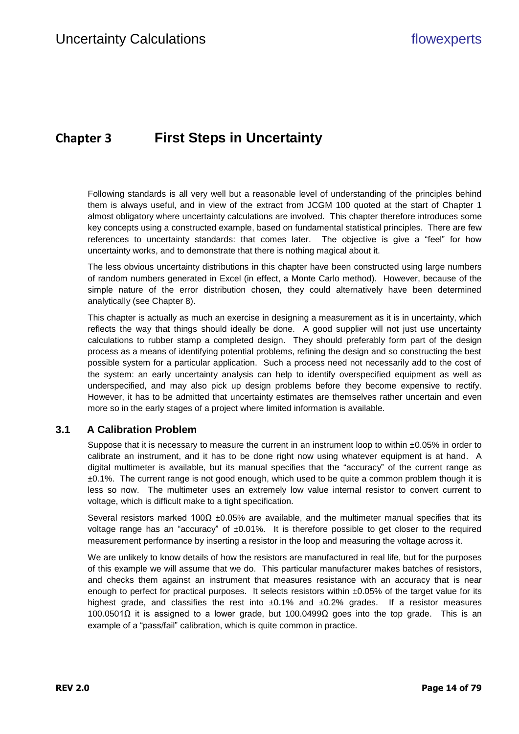# Chapter 3 First Steps in Uncertainty

Following standards is all very well but a reasonable level of understanding of the principles behind them is always useful, and in view of the extract from JCGM 100 quoted at the start of Chapter 1 almost obligatory where uncertainty calculations are involved. This chapter therefore introduces some key concepts using a constructed example, based on fundamental statistical principles. There are few references to uncertainty standards: that comes later. The objective is give a "feel" for how uncertainty works, and to demonstrate that there is nothing magical about it.

The less obvious uncertainty distributions in this chapter have been constructed using large numbers of random numbers generated in Excel (in effect, a Monte Carlo method). However, because of the simple nature of the error distribution chosen, they could alternatively have been determined analytically (see Chapter 8).

This chapter is actually as much an exercise in designing a measurement as it is in uncertainty, which reflects the way that things should ideally be done. A good supplier will not just use uncertainty calculations to rubber stamp a completed design. They should preferably form part of the design process as a means of identifying potential problems, refining the design and so constructing the best possible system for a particular application. Such a process need not necessarily add to the cost of the system: an early uncertainty analysis can help to identify overspecified equipment as well as underspecified, and may also pick up design problems before they become expensive to rectify. However, it has to be admitted that uncertainty estimates are themselves rather uncertain and even more so in the early stages of a project where limited information is available.

## 3.1 A Calibration Problem

Suppose that it is necessary to measure the current in an instrument loop to within ±0.05% in order to calibrate an instrument, and it has to be done right now using whatever equipment is at hand. A digital multimeter is available, but its manual specifies that the "accuracy" of the current range as ±0.1%. The current range is not good enough, which used to be quite a common problem though it is less so now. The multimeter uses an extremely low value internal resistor to convert current to voltage, which is difficult make to a tight specification.

Several resistors marked 100Ω ±0.05% are available, and the multimeter manual specifies that its voltage range has an "accuracy" of ±0.01%. It is therefore possible to get closer to the required measurement performance by inserting a resistor in the loop and measuring the voltage across it.

We are unlikely to know details of how the resistors are manufactured in real life, but for the purposes of this example we will assume that we do. This particular manufacturer makes batches of resistors, and checks them against an instrument that measures resistance with an accuracy that is near enough to perfect for practical purposes. It selects resistors within ±0.05% of the target value for its highest grade, and classifies the rest into ±0.1% and ±0.2% grades. If a resistor measures 100.0501Ω it is assigned to a lower grade, but 100.0499Ω goes into the top grade. This is an example of a "pass/fail" calibration, which is quite common in practice.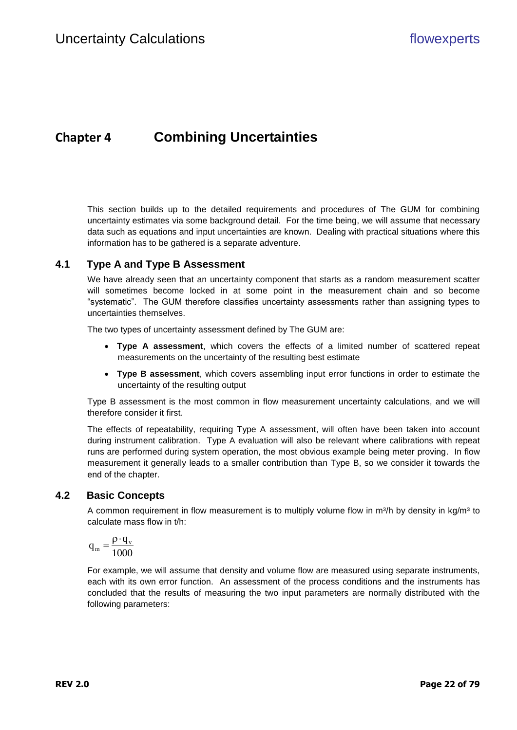# Chapter 4 Combining Uncertainties

This section builds up to the detailed requirements and procedures of The GUM for combining uncertainty estimates via some background detail. For the time being, we will assume that necessary data such as equations and input uncertainties are known. Dealing with practical situations where this information has to be gathered is a separate adventure.

## 4.1 Type A and Type B Assessment

We have already seen that an uncertainty component that starts as a random measurement scatter will sometimes become locked in at some point in the measurement chain and so become "systematic". The GUM therefore classifies uncertainty assessments rather than assigning types to uncertainties themselves.

The two types of uncertainty assessment defined by The GUM are:

- **Type A assessment**, which covers the effects of a limited number of scattered repeat measurements on the uncertainty of the resulting best estimate
- **Type B assessment**, which covers assembling input error functions in order to estimate the uncertainty of the resulting output

Type B assessment is the most common in flow measurement uncertainty calculations, and we will therefore consider it first.

The effects of repeatability, requiring Type A assessment, will often have been taken into account during instrument calibration. Type A evaluation will also be relevant where calibrations with repeat runs are performed during system operation, the most obvious example being meter proving. In flow measurement it generally leads to a smaller contribution than Type B, so we consider it towards the end of the chapter.

## 4.2 Basic Concepts

A common requirement in flow measurement is to multiply volume flow in m³/h by density in kg/m³ to calculate mass flow in t/h:

$$q_m = \frac{\rho \cdot q_v}{1000}$$

For example, we will assume that density and volume flow are measured using separate instruments, each with its own error function. An assessment of the process conditions and the instruments has concluded that the results of measuring the two input parameters are normally distributed with the following parameters: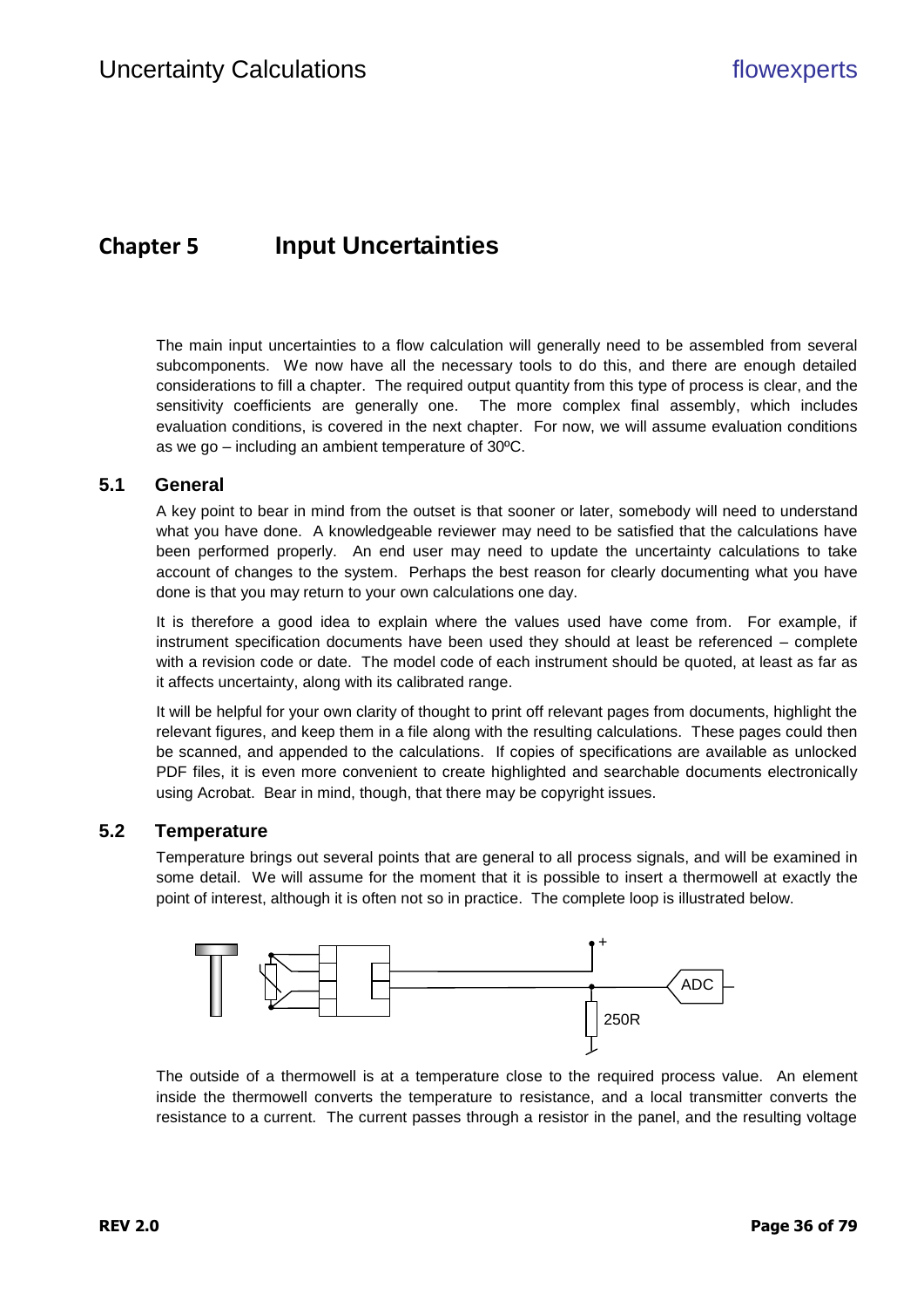# Chapter 5 Input Uncertainties

The main input uncertainties to a flow calculation will generally need to be assembled from several subcomponents. We now have all the necessary tools to do this, and there are enough detailed considerations to fill a chapter. The required output quantity from this type of process is clear, and the sensitivity coefficients are generally one. The more complex final assembly, which includes evaluation conditions, is covered in the next chapter. For now, we will assume evaluation conditions as we go – including an ambient temperature of 30ºC.

## 5.1 General

A key point to bear in mind from the outset is that sooner or later, somebody will need to understand what you have done. A knowledgeable reviewer may need to be satisfied that the calculations have been performed properly. An end user may need to update the uncertainty calculations to take account of changes to the system. Perhaps the best reason for clearly documenting what you have done is that you may return to your own calculations one day.

It is therefore a good idea to explain where the values used have come from. For example, if instrument specification documents have been used they should at least be referenced – complete with a revision code or date. The model code of each instrument should be quoted, at least as far as it affects uncertainty, along with its calibrated range.

It will be helpful for your own clarity of thought to print off relevant pages from documents, highlight the relevant figures, and keep them in a file along with the resulting calculations. These pages could then be scanned, and appended to the calculations. If copies of specifications are available as unlocked PDF files, it is even more convenient to create highlighted and searchable documents electronically using Acrobat. Bear in mind, though, that there may be copyright issues.

## 5.2 Temperature

Temperature brings out several points that are general to all process signals, and will be examined in some detail. We will assume for the moment that it is possible to insert a thermowell at exactly the point of interest, although it is often not so in practice. The complete loop is illustrated below.

The outside of a thermowell is at a temperature close to the required process value. An element inside the thermowell converts the temperature to resistance, and a local transmitter converts the resistance to a current. The current passes through a resistor in the panel, and the resulting voltage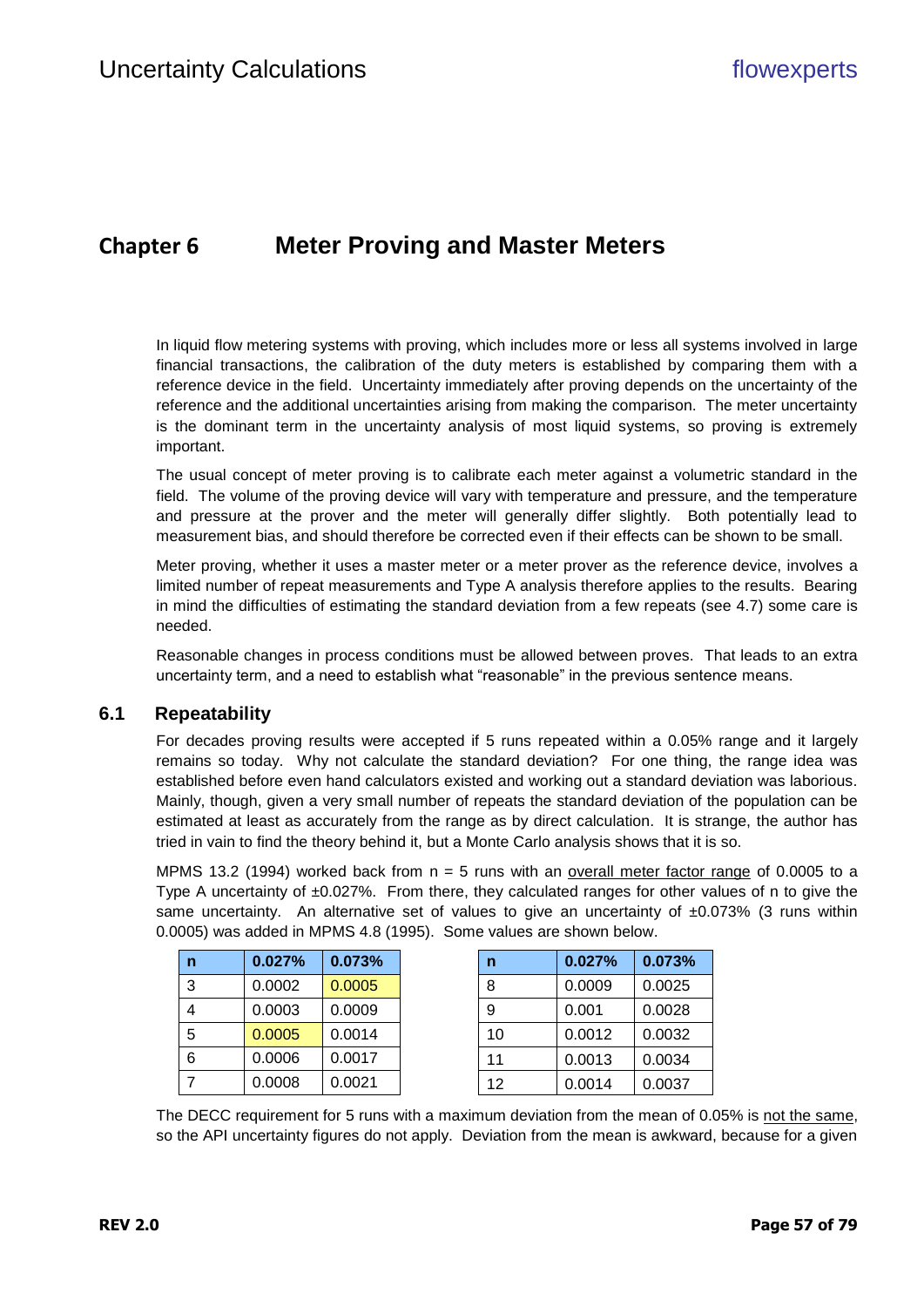# Chapter 6 Meter Proving and Master Meters

In liquid flow metering systems with proving, which includes more or less all systems involved in large financial transactions, the calibration of the duty meters is established by comparing them with a reference device in the field. Uncertainty immediately after proving depends on the uncertainty of the reference and the additional uncertainties arising from making the comparison. The meter uncertainty is the dominant term in the uncertainty analysis of most liquid systems, so proving is extremely important.

The usual concept of meter proving is to calibrate each meter against a volumetric standard in the field. The volume of the proving device will vary with temperature and pressure, and the temperature and pressure at the prover and the meter will generally differ slightly. Both potentially lead to measurement bias, and should therefore be corrected even if their effects can be shown to be small.

Meter proving, whether it uses a master meter or a meter prover as the reference device, involves a limited number of repeat measurements and Type A analysis therefore applies to the results. Bearing in mind the difficulties of estimating the standard deviation from a few repeats (see 4.7) some care is needed.

Reasonable changes in process conditions must be allowed between proves. That leads to an extra uncertainty term, and a need to establish what "reasonable" in the previous sentence means.

## 6.1 Repeatability

For decades proving results were accepted if 5 runs repeated within a 0.05% range and it largely remains so today. Why not calculate the standard deviation? For one thing, the range idea was established before even hand calculators existed and working out a standard deviation was laborious. Mainly, though, given a very small number of repeats the standard deviation of the population can be estimated at least as accurately from the range as by direct calculation. It is strange, the author has tried in vain to find the theory behind it, but a Monte Carlo analysis shows that it is so.

MPMS 13.2 (1994) worked back from n = 5 runs with an overall meter factor range of 0.0005 to a Type A uncertainty of ±0.027%. From there, they calculated ranges for other values of n to give the same uncertainty. An alternative set of values to give an uncertainty of ±0.073% (3 runs within 0.0005) was added in MPMS 4.8 (1995). Some values are shown below.

| n | 0.027% | 0.073% |
|---|---|---|
| 3 | 0.0002 | 0.0005 |
| 4 | 0.0003 | 0.0009 |
| 5 | 0.0005 | 0.0014 |
| 6 | 0.0006 | 0.0017 |
| 7 | 0.0008 | 0.0021 |

| n | 0.027% | 0.073% |
|---|---|---|
| 8 | 0.0009 | 0.0025 |
| 9 | 0.001 | 0.0028 |
| 10 | 0.0012 | 0.0032 |
| 11 | 0.0013 | 0.0034 |
| 12 | 0.0014 | 0.0037 |

The DECC requirement for 5 runs with a maximum deviation from the mean of 0.05% is not the same, so the API uncertainty figures do not apply. Deviation from the mean is awkward, because for a given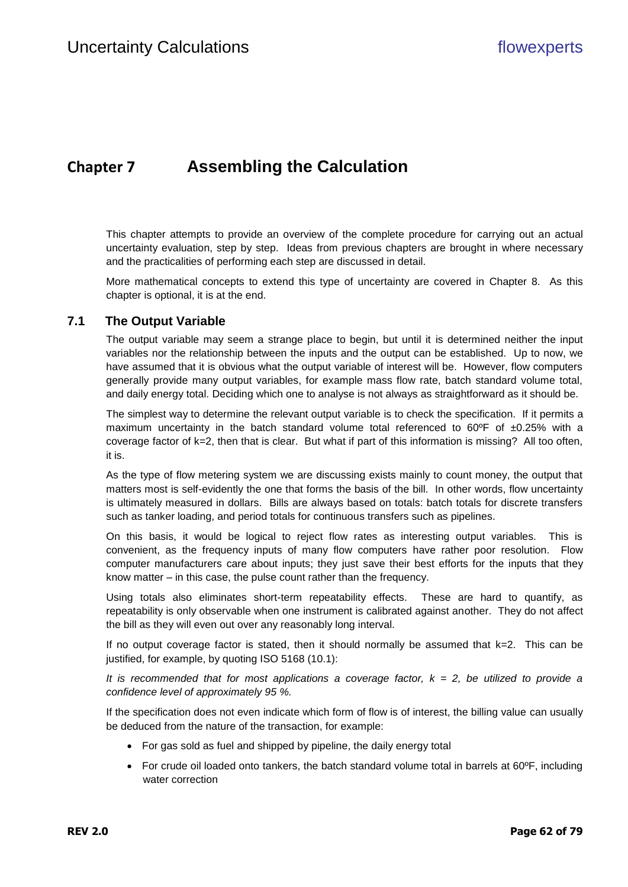# Chapter 7 Assembling the Calculation

This chapter attempts to provide an overview of the complete procedure for carrying out an actual uncertainty evaluation, step by step. Ideas from previous chapters are brought in where necessary and the practicalities of performing each step are discussed in detail.

More mathematical concepts to extend this type of uncertainty are covered in Chapter 8. As this chapter is optional, it is at the end.

## 7.1 The Output Variable

The output variable may seem a strange place to begin, but until it is determined neither the input variables nor the relationship between the inputs and the output can be established. Up to now, we have assumed that it is obvious what the output variable of interest will be. However, flow computers generally provide many output variables, for example mass flow rate, batch standard volume total, and daily energy total. Deciding which one to analyse is not always as straightforward as it should be.

The simplest way to determine the relevant output variable is to check the specification. If it permits a maximum uncertainty in the batch standard volume total referenced to 60ºF of ±0.25% with a coverage factor of k=2, then that is clear. But what if part of this information is missing? All too often, it is.

As the type of flow metering system we are discussing exists mainly to count money, the output that matters most is self-evidently the one that forms the basis of the bill. In other words, flow uncertainty is ultimately measured in dollars. Bills are always based on totals: batch totals for discrete transfers such as tanker loading, and period totals for continuous transfers such as pipelines.

On this basis, it would be logical to reject flow rates as interesting output variables. This is convenient, as the frequency inputs of many flow computers have rather poor resolution. Flow computer manufacturers care about inputs; they just save their best efforts for the inputs that they know matter – in this case, the pulse count rather than the frequency.

Using totals also eliminates short-term repeatability effects. These are hard to quantify, as repeatability is only observable when one instrument is calibrated against another. They do not affect the bill as they will even out over any reasonably long interval.

If no output coverage factor is stated, then it should normally be assumed that k=2. This can be justified, for example, by quoting ISO 5168 (10.1):

*It is recommended that for most applications a coverage factor, k = 2, be utilized to provide a confidence level of approximately 95 %.*

If the specification does not even indicate which form of flow is of interest, the billing value can usually be deduced from the nature of the transaction, for example:

- For gas sold as fuel and shipped by pipeline, the daily energy total
- For crude oil loaded onto tankers, the batch standard volume total in barrels at 60ºF, including water correction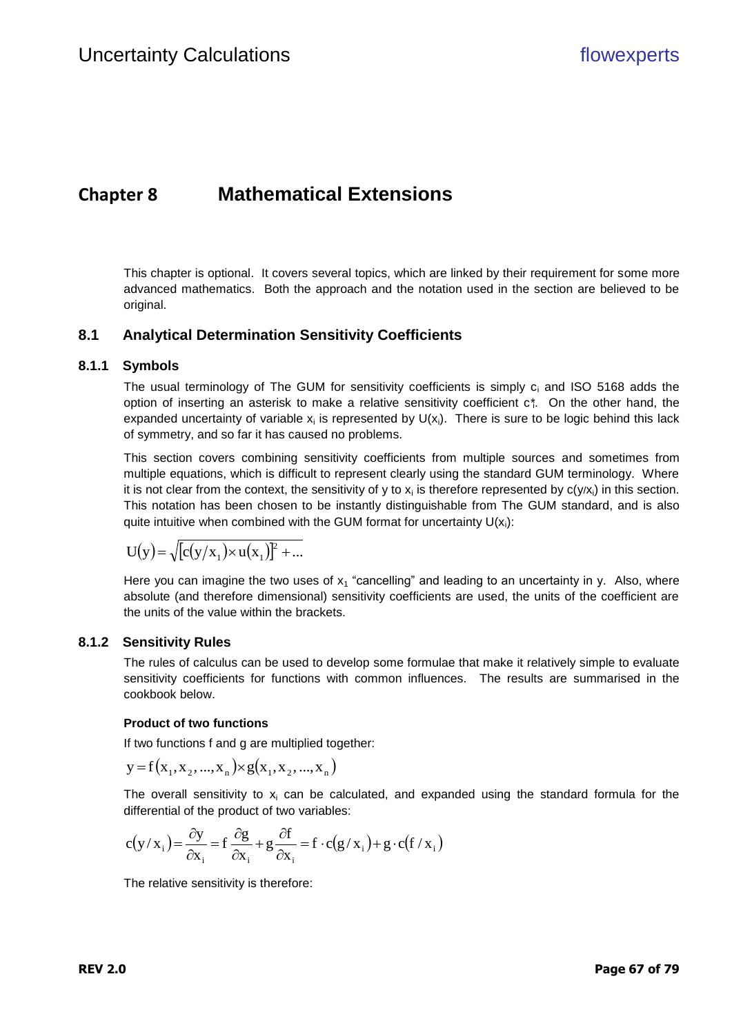# Chapter 8 Mathematical Extensions

This chapter is optional. It covers several topics, which are linked by their requirement for some more advanced mathematics. Both the approach and the notation used in the section are believed to be original.

## 8.1 Analytical Determination Sensitivity Coefficients

### 8.1.1 Symbols

The usual terminology of The GUM for sensitivity coefficients is simply $c_i$ and ISO 5168 adds the option of inserting an asterisk to make a relative sensitivity coefficient $c_i^*$. On the other hand, the expanded uncertainty of variable $x_i$ is represented by $U(x_i)$. There is sure to be logic behind this lack of symmetry, and so far it has caused no problems.

This section covers combining sensitivity coefficients from multiple sources and sometimes from multiple equations, which is difficult to represent clearly using the standard GUM terminology. Where it is not clear from the context, the sensitivity of y to $x_i$ is therefore represented by $c(y/x_i)$ in this section. This notation has been chosen to be instantly distinguishable from The GUM standard, and is also quite intuitive when combined with the GUM format for uncertainty $U(x_i)$:

$$U(y) = \sqrt{[c(y/x_1) \times u(x_1)]^2 + ...}$$

Here you can imagine the two uses of $x_1$ "cancelling" and leading to an uncertainty in y. Also, where absolute (and therefore dimensional) sensitivity coefficients are used, the units of the coefficient are the units of the value within the brackets.

### 8.1.2 Sensitivity Rules

The rules of calculus can be used to develop some formulae that make it relatively simple to evaluate sensitivity coefficients for functions with common influences. The results are summarised in the cookbook below.

**Product of two functions**

If two functions f and g are multiplied together:

$$y = f(x_1, x_2, ..., x_n) \times g(x_1, x_2, ..., x_n)$$

The overall sensitivity to $x_i$ can be calculated, and expanded using the standard formula for the differential of the product of two variables:

$$c(y/x_i) = \frac{\partial y}{\partial x_i} = f\frac{\partial g}{\partial x_i} + g\frac{\partial f}{\partial x_i} = f \cdot c(g/x_i) + g \cdot c(f/x_i)$$

The relative sensitivity is therefore: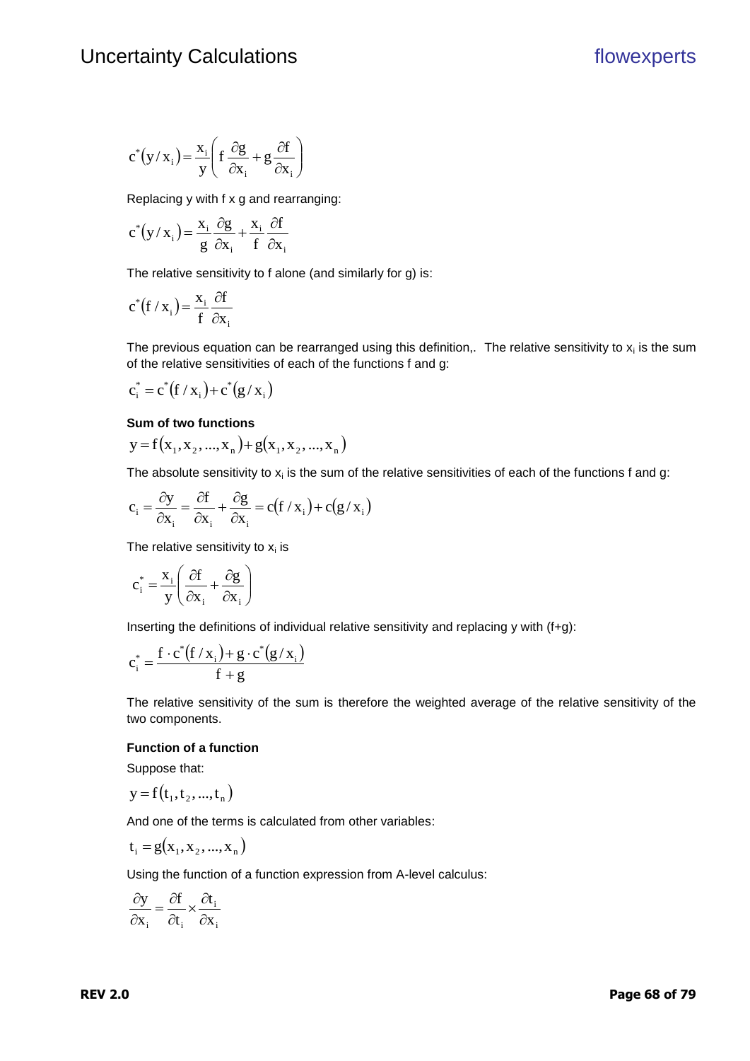$$c^*(y/x_i) = \frac{x_i}{y}\left(f\frac{\partial g}{\partial x_i} + g\frac{\partial f}{\partial x_i}\right)$$

Replacing y with f x g and rearranging:

$$c^*(y/x_i) = \frac{x_i}{g}\frac{\partial g}{\partial x_i} + \frac{x_i}{f}\frac{\partial f}{\partial x_i}$$

The relative sensitivity to f alone (and similarly for g) is:

$$c^*(f/x_i) = \frac{x_i}{f}\frac{\partial f}{\partial x_i}$$

The previous equation can be rearranged using this definition,. The relative sensitivity to $x_i$ is the sum of the relative sensitivities of each of the functions f and g:

$$c_i^* = c^*(f/x_i) + c^*(g/x_i)$$

**Sum of two functions**

$$y = f(x_1, x_2, ..., x_n) + g(x_1, x_2, ..., x_n)$$

The absolute sensitivity to $x_i$ is the sum of the relative sensitivities of each of the functions f and g:

$$c_i = \frac{\partial y}{\partial x_i} = \frac{\partial f}{\partial x_i} + \frac{\partial g}{\partial x_i} = c(f/x_i) + c(g/x_i)$$

The relative sensitivity to $x_i$ is

$$c_i^* = \frac{x_i}{y}\left(\frac{\partial f}{\partial x_i} + \frac{\partial g}{\partial x_i}\right)$$

Inserting the definitions of individual relative sensitivity and replacing y with (f+g):

$$c_i^* = \frac{f \cdot c^*(f/x_i) + g \cdot c^*(g/x_i)}{f + g}$$

The relative sensitivity of the sum is therefore the weighted average of the relative sensitivity of the two components.

**Function of a function**

Suppose that:

$$y = f(t_1, t_2, ..., t_n)$$

And one of the terms is calculated from other variables:

$$t_i = g(x_1, x_2, ..., x_n)$$

Using the function of a function expression from A-level calculus:

$$\frac{\partial y}{\partial x_i} = \frac{\partial f}{\partial t_i} \times \frac{\partial t_i}{\partial x_i}$$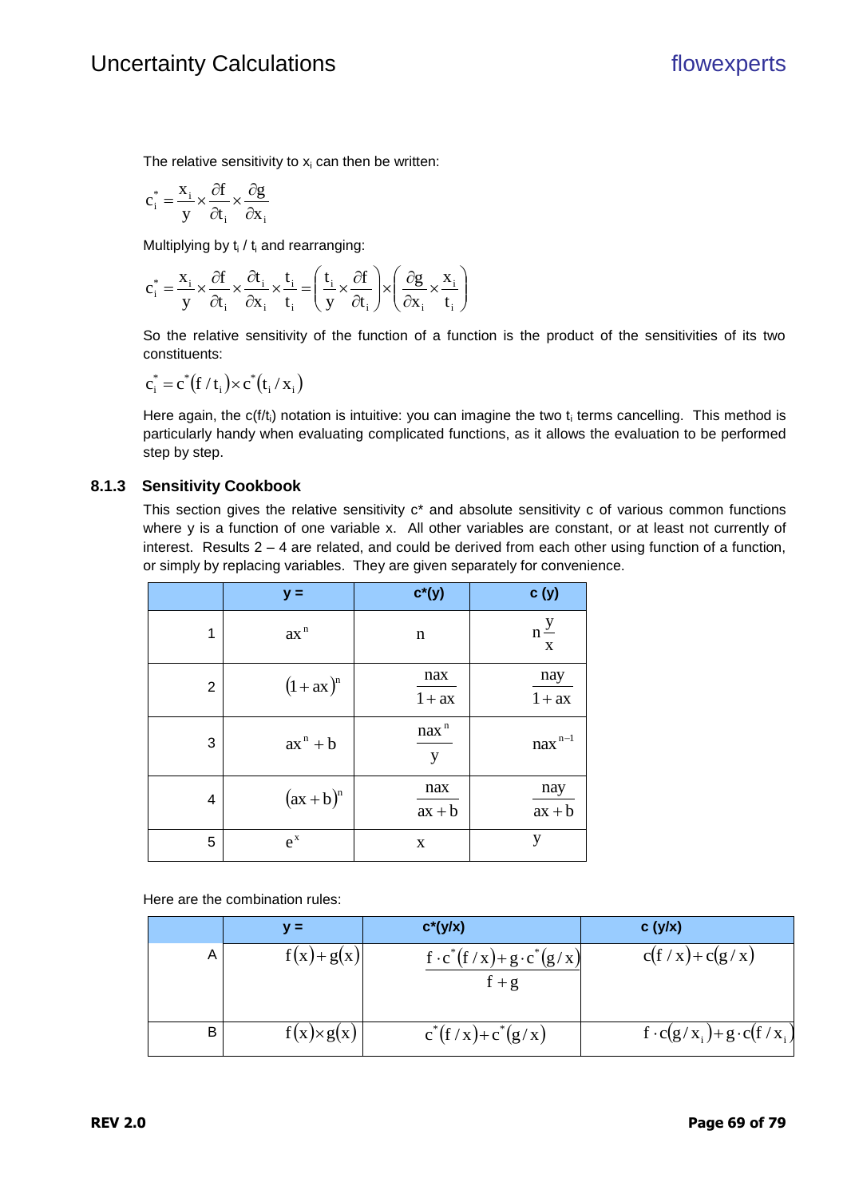The relative sensitivity to $x_i$ can then be written:

$$c_i^* = \frac{x_i}{y} \times \frac{\partial f}{\partial t_i} \times \frac{\partial g}{\partial x_i}$$

Multiplying by $t_i$ / $t_i$ and rearranging:

$$c_i^* = \frac{x_i}{y} \times \frac{\partial f}{\partial t_i} \times \frac{\partial t_i}{\partial x_i} \times \frac{t_i}{t_i} = \left(\frac{t_i}{y} \times \frac{\partial f}{\partial t_i}\right) \times \left(\frac{\partial g}{\partial x_i} \times \frac{x_i}{t_i}\right)$$

So the relative sensitivity of the function of a function is the product of the sensitivities of its two constituents:

$$c_i^* = c^*(f/t_i) \times c^*(t_i/x_i)$$

Here again, the $c(f/t_i)$ notation is intuitive: you can imagine the two $t_i$ terms cancelling. This method is particularly handy when evaluating complicated functions, as it allows the evaluation to be performed step by step.

### 8.1.3 Sensitivity Cookbook

This section gives the relative sensitivity c* and absolute sensitivity c of various common functions where y is a function of one variable x. All other variables are constant, or at least not currently of interest. Results 2 – 4 are related, and could be derived from each other using function of a function, or simply by replacing variables. They are given separately for convenience.

| | y = | c*(y) | c (y) |
|---|---|---|---|
| 1 | $ax^n$ | $n$ | $n\dfrac{y}{x}$ |
| 2 | $(1+ax)^n$ | $\dfrac{nax}{1+ax}$ | $\dfrac{nay}{1+ax}$ |
| 3 | $ax^n + b$ | $\dfrac{nax^n}{y}$ | $nax^{n-1}$ |
| 4 | $(ax+b)^n$ | $\dfrac{nax}{ax+b}$ | $\dfrac{nay}{ax+b}$ |
| 5 | $e^x$ | $x$ | $y$ |

Here are the combination rules:

| | y = | c*(y/x) | c (y/x) |
|---|---|---|---|
| A | $f(x)+g(x)$ | $\dfrac{f \cdot c^*(f/x) + g \cdot c^*(g/x)}{f+g}$ | $c(f/x) + c(g/x)$ |
| B | $f(x) \times g(x)$ | $c^*(f/x) + c^*(g/x)$ | $f \cdot c(g/x_i) + g \cdot c(f/x_i)$ |